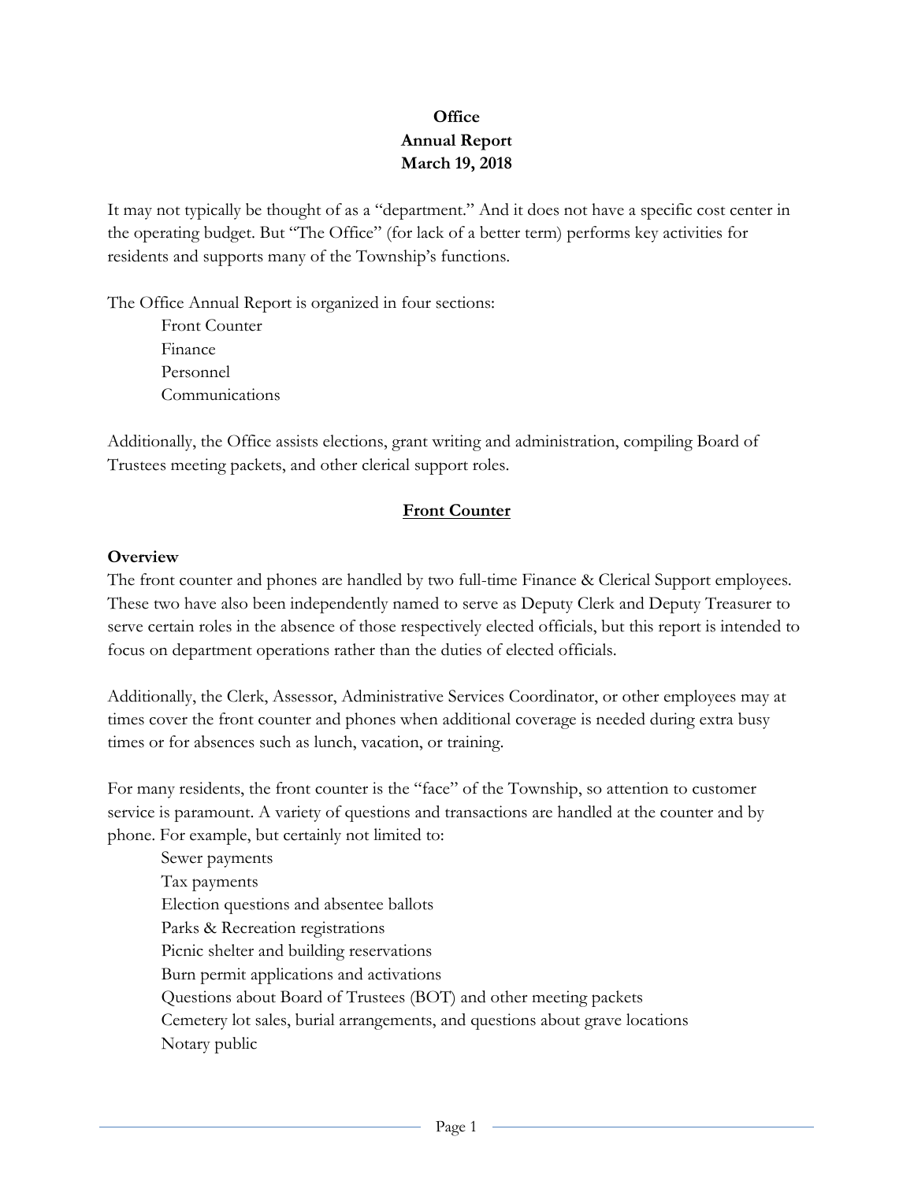**Office**
**Annual Report**
**March 19, 2018**

It may not typically be thought of as a "department." And it does not have a specific cost center in the operating budget. But "The Office" (for lack of a better term) performs key activities for residents and supports many of the Township's functions.

The Office Annual Report is organized in four sections:

- Front Counter
- Finance
- Personnel
- Communications

Additionally, the Office assists elections, grant writing and administration, compiling Board of Trustees meeting packets, and other clerical support roles.

## Front Counter

### Overview

The front counter and phones are handled by two full-time Finance & Clerical Support employees. These two have also been independently named to serve as Deputy Clerk and Deputy Treasurer to serve certain roles in the absence of those respectively elected officials, but this report is intended to focus on department operations rather than the duties of elected officials.

Additionally, the Clerk, Assessor, Administrative Services Coordinator, or other employees may at times cover the front counter and phones when additional coverage is needed during extra busy times or for absences such as lunch, vacation, or training.

For many residents, the front counter is the "face" of the Township, so attention to customer service is paramount. A variety of questions and transactions are handled at the counter and by phone. For example, but certainly not limited to:

- Sewer payments
- Tax payments
- Election questions and absentee ballots
- Parks & Recreation registrations
- Picnic shelter and building reservations
- Burn permit applications and activations
- Questions about Board of Trustees (BOT) and other meeting packets
- Cemetery lot sales, burial arrangements, and questions about grave locations
- Notary public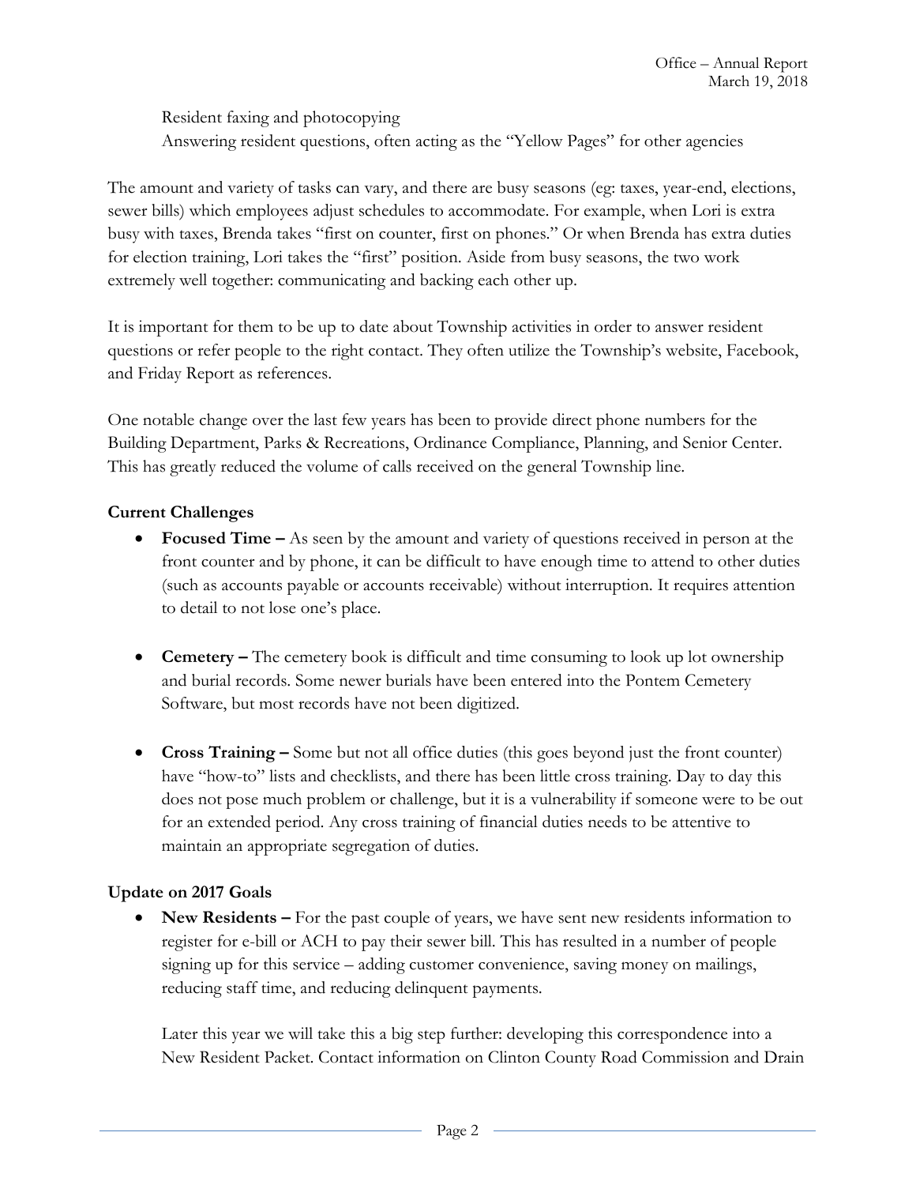Resident faxing and photocopying
Answering resident questions, often acting as the "Yellow Pages" for other agencies

The amount and variety of tasks can vary, and there are busy seasons (eg: taxes, year-end, elections, sewer bills) which employees adjust schedules to accommodate. For example, when Lori is extra busy with taxes, Brenda takes "first on counter, first on phones." Or when Brenda has extra duties for election training, Lori takes the "first" position. Aside from busy seasons, the two work extremely well together: communicating and backing each other up.

It is important for them to be up to date about Township activities in order to answer resident questions or refer people to the right contact. They often utilize the Township's website, Facebook, and Friday Report as references.

One notable change over the last few years has been to provide direct phone numbers for the Building Department, Parks & Recreations, Ordinance Compliance, Planning, and Senior Center. This has greatly reduced the volume of calls received on the general Township line.

**Current Challenges**

- **Focused Time –** As seen by the amount and variety of questions received in person at the front counter and by phone, it can be difficult to have enough time to attend to other duties (such as accounts payable or accounts receivable) without interruption. It requires attention to detail to not lose one's place.

- **Cemetery –** The cemetery book is difficult and time consuming to look up lot ownership and burial records. Some newer burials have been entered into the Pontem Cemetery Software, but most records have not been digitized.

- **Cross Training –** Some but not all office duties (this goes beyond just the front counter) have "how-to" lists and checklists, and there has been little cross training. Day to day this does not pose much problem or challenge, but it is a vulnerability if someone were to be out for an extended period. Any cross training of financial duties needs to be attentive to maintain an appropriate segregation of duties.

**Update on 2017 Goals**

- **New Residents –** For the past couple of years, we have sent new residents information to register for e-bill or ACH to pay their sewer bill. This has resulted in a number of people signing up for this service – adding customer convenience, saving money on mailings, reducing staff time, and reducing delinquent payments.

  Later this year we will take this a big step further: developing this correspondence into a New Resident Packet. Contact information on Clinton County Road Commission and Drain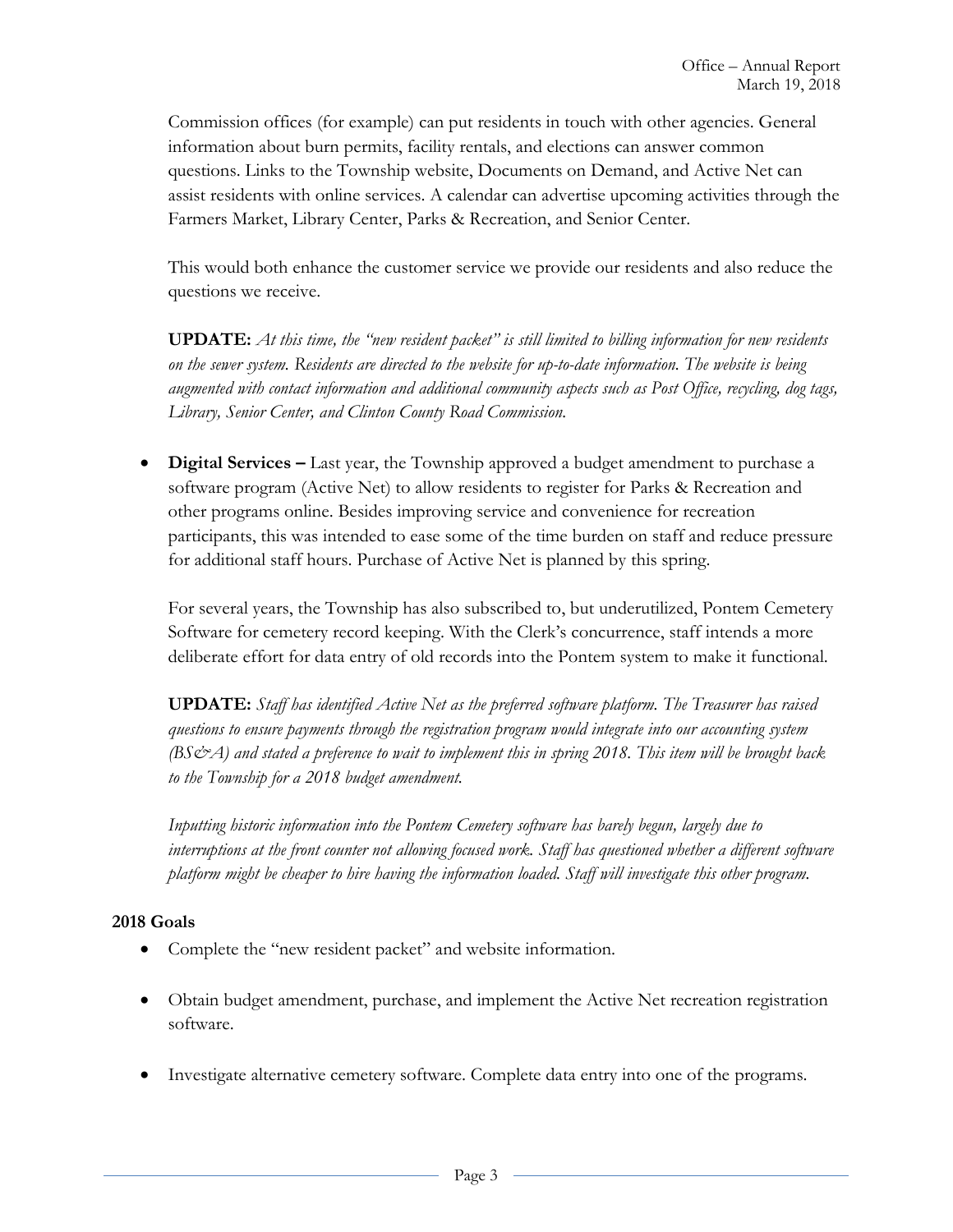Commission offices (for example) can put residents in touch with other agencies. General information about burn permits, facility rentals, and elections can answer common questions. Links to the Township website, Documents on Demand, and Active Net can assist residents with online services. A calendar can advertise upcoming activities through the Farmers Market, Library Center, Parks & Recreation, and Senior Center.

This would both enhance the customer service we provide our residents and also reduce the questions we receive.

**UPDATE:** *At this time, the "new resident packet" is still limited to billing information for new residents on the sewer system. Residents are directed to the website for up-to-date information. The website is being augmented with contact information and additional community aspects such as Post Office, recycling, dog tags, Library, Senior Center, and Clinton County Road Commission.*

- **Digital Services –** Last year, the Township approved a budget amendment to purchase a software program (Active Net) to allow residents to register for Parks & Recreation and other programs online. Besides improving service and convenience for recreation participants, this was intended to ease some of the time burden on staff and reduce pressure for additional staff hours. Purchase of Active Net is planned by this spring.

  For several years, the Township has also subscribed to, but underutilized, Pontem Cemetery Software for cemetery record keeping. With the Clerk's concurrence, staff intends a more deliberate effort for data entry of old records into the Pontem system to make it functional.

  **UPDATE:** *Staff has identified Active Net as the preferred software platform. The Treasurer has raised questions to ensure payments through the registration program would integrate into our accounting system (BS&A) and stated a preference to wait to implement this in spring 2018. This item will be brought back to the Township for a 2018 budget amendment.*

  *Inputting historic information into the Pontem Cemetery software has barely begun, largely due to interruptions at the front counter not allowing focused work. Staff has questioned whether a different software platform might be cheaper to hire having the information loaded. Staff will investigate this other program.*

**2018 Goals**

- Complete the "new resident packet" and website information.
- Obtain budget amendment, purchase, and implement the Active Net recreation registration software.
- Investigate alternative cemetery software. Complete data entry into one of the programs.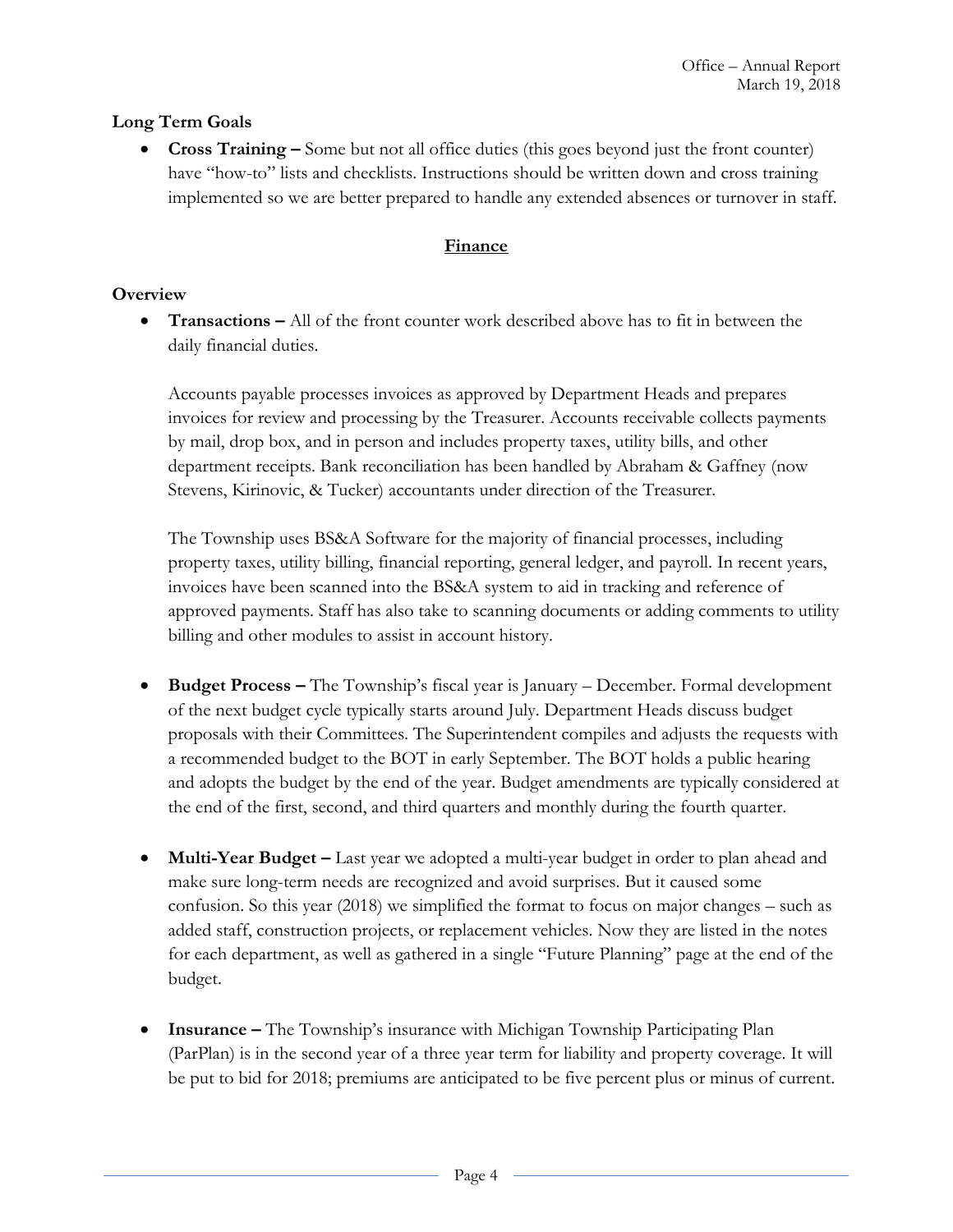**Long Term Goals**

- **Cross Training –** Some but not all office duties (this goes beyond just the front counter) have "how-to" lists and checklists. Instructions should be written down and cross training implemented so we are better prepared to handle any extended absences or turnover in staff.

## Finance

**Overview**

- **Transactions –** All of the front counter work described above has to fit in between the daily financial duties.

  Accounts payable processes invoices as approved by Department Heads and prepares invoices for review and processing by the Treasurer. Accounts receivable collects payments by mail, drop box, and in person and includes property taxes, utility bills, and other department receipts. Bank reconciliation has been handled by Abraham & Gaffney (now Stevens, Kirinovic, & Tucker) accountants under direction of the Treasurer.

  The Township uses BS&A Software for the majority of financial processes, including property taxes, utility billing, financial reporting, general ledger, and payroll. In recent years, invoices have been scanned into the BS&A system to aid in tracking and reference of approved payments. Staff has also take to scanning documents or adding comments to utility billing and other modules to assist in account history.

- **Budget Process –** The Township's fiscal year is January – December. Formal development of the next budget cycle typically starts around July. Department Heads discuss budget proposals with their Committees. The Superintendent compiles and adjusts the requests with a recommended budget to the BOT in early September. The BOT holds a public hearing and adopts the budget by the end of the year. Budget amendments are typically considered at the end of the first, second, and third quarters and monthly during the fourth quarter.

- **Multi-Year Budget –** Last year we adopted a multi-year budget in order to plan ahead and make sure long-term needs are recognized and avoid surprises. But it caused some confusion. So this year (2018) we simplified the format to focus on major changes – such as added staff, construction projects, or replacement vehicles. Now they are listed in the notes for each department, as well as gathered in a single "Future Planning" page at the end of the budget.

- **Insurance –** The Township's insurance with Michigan Township Participating Plan (ParPlan) is in the second year of a three year term for liability and property coverage. It will be put to bid for 2018; premiums are anticipated to be five percent plus or minus of current.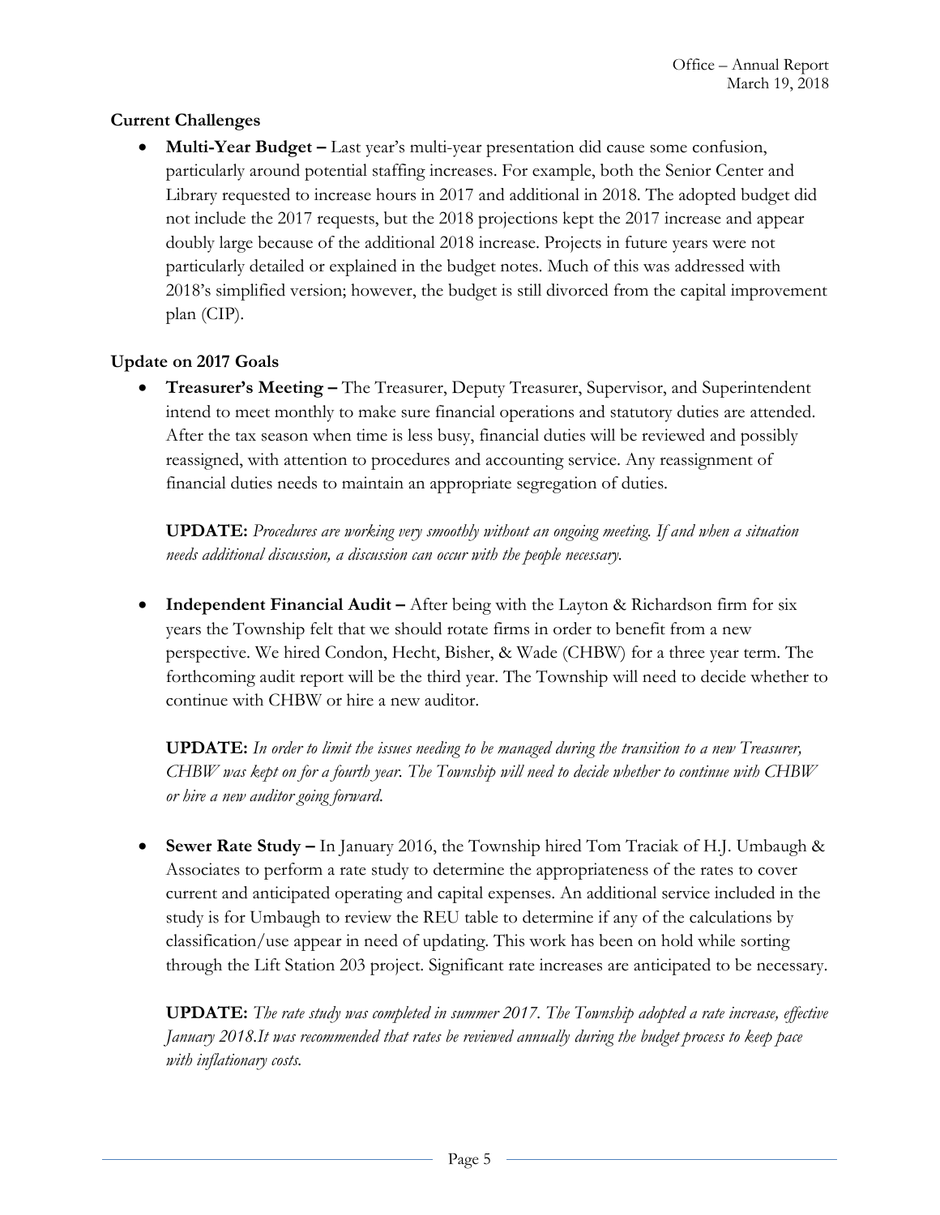### Current Challenges

- **Multi-Year Budget –** Last year's multi-year presentation did cause some confusion, particularly around potential staffing increases. For example, both the Senior Center and Library requested to increase hours in 2017 and additional in 2018. The adopted budget did not include the 2017 requests, but the 2018 projections kept the 2017 increase and appear doubly large because of the additional 2018 increase. Projects in future years were not particularly detailed or explained in the budget notes. Much of this was addressed with 2018's simplified version; however, the budget is still divorced from the capital improvement plan (CIP).

### Update on 2017 Goals

- **Treasurer's Meeting –** The Treasurer, Deputy Treasurer, Supervisor, and Superintendent intend to meet monthly to make sure financial operations and statutory duties are attended. After the tax season when time is less busy, financial duties will be reviewed and possibly reassigned, with attention to procedures and accounting service. Any reassignment of financial duties needs to maintain an appropriate segregation of duties.

  **UPDATE:** *Procedures are working very smoothly without an ongoing meeting. If and when a situation needs additional discussion, a discussion can occur with the people necessary.*

- **Independent Financial Audit –** After being with the Layton & Richardson firm for six years the Township felt that we should rotate firms in order to benefit from a new perspective. We hired Condon, Hecht, Bisher, & Wade (CHBW) for a three year term. The forthcoming audit report will be the third year. The Township will need to decide whether to continue with CHBW or hire a new auditor.

  **UPDATE:** *In order to limit the issues needing to be managed during the transition to a new Treasurer, CHBW was kept on for a fourth year. The Township will need to decide whether to continue with CHBW or hire a new auditor going forward.*

- **Sewer Rate Study –** In January 2016, the Township hired Tom Traciak of H.J. Umbaugh & Associates to perform a rate study to determine the appropriateness of the rates to cover current and anticipated operating and capital expenses. An additional service included in the study is for Umbaugh to review the REU table to determine if any of the calculations by classification/use appear in need of updating. This work has been on hold while sorting through the Lift Station 203 project. Significant rate increases are anticipated to be necessary.

  **UPDATE:** *The rate study was completed in summer 2017. The Township adopted a rate increase, effective January 2018.It was recommended that rates be reviewed annually during the budget process to keep pace with inflationary costs.*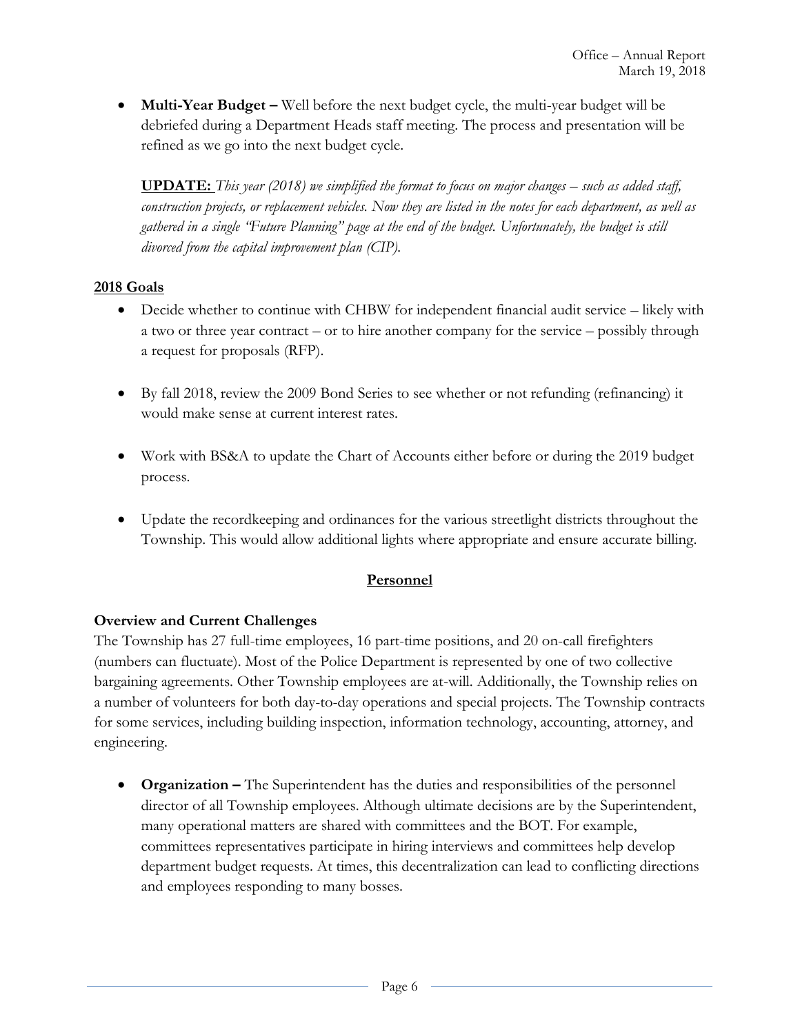- **Multi-Year Budget –** Well before the next budget cycle, the multi-year budget will be debriefed during a Department Heads staff meeting. The process and presentation will be refined as we go into the next budget cycle.

  **UPDATE:** *This year (2018) we simplified the format to focus on major changes – such as added staff, construction projects, or replacement vehicles. Now they are listed in the notes for each department, as well as gathered in a single "Future Planning" page at the end of the budget. Unfortunately, the budget is still divorced from the capital improvement plan (CIP).*

**2018 Goals**

- Decide whether to continue with CHBW for independent financial audit service – likely with a two or three year contract – or to hire another company for the service – possibly through a request for proposals (RFP).
- By fall 2018, review the 2009 Bond Series to see whether or not refunding (refinancing) it would make sense at current interest rates.
- Work with BS&A to update the Chart of Accounts either before or during the 2019 budget process.
- Update the recordkeeping and ordinances for the various streetlight districts throughout the Township. This would allow additional lights where appropriate and ensure accurate billing.

## Personnel

**Overview and Current Challenges**

The Township has 27 full-time employees, 16 part-time positions, and 20 on-call firefighters (numbers can fluctuate). Most of the Police Department is represented by one of two collective bargaining agreements. Other Township employees are at-will. Additionally, the Township relies on a number of volunteers for both day-to-day operations and special projects. The Township contracts for some services, including building inspection, information technology, accounting, attorney, and engineering.

- **Organization –** The Superintendent has the duties and responsibilities of the personnel director of all Township employees. Although ultimate decisions are by the Superintendent, many operational matters are shared with committees and the BOT. For example, committees representatives participate in hiring interviews and committees help develop department budget requests. At times, this decentralization can lead to conflicting directions and employees responding to many bosses.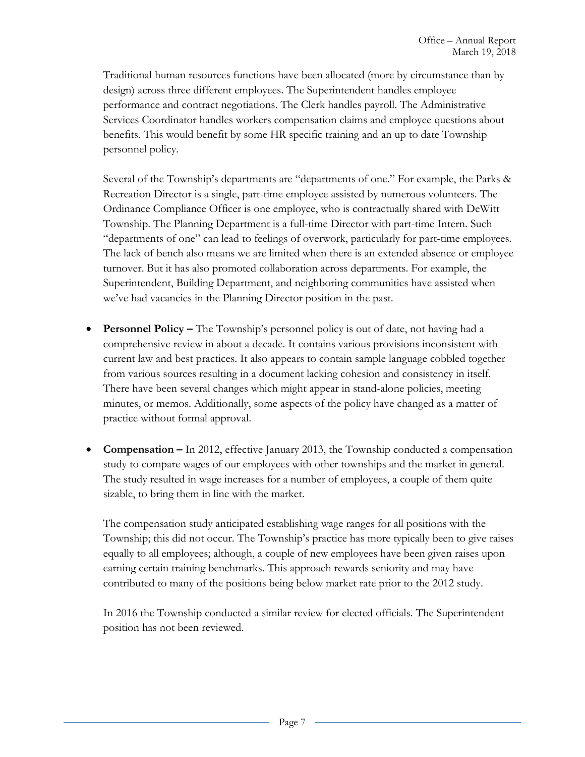Traditional human resources functions have been allocated (more by circumstance than by design) across three different employees. The Superintendent handles employee performance and contract negotiations. The Clerk handles payroll. The Administrative Services Coordinator handles workers compensation claims and employee questions about benefits. This would benefit by some HR specific training and an up to date Township personnel policy.

Several of the Township's departments are "departments of one." For example, the Parks & Recreation Director is a single, part-time employee assisted by numerous volunteers. The Ordinance Compliance Officer is one employee, who is contractually shared with DeWitt Township. The Planning Department is a full-time Director with part-time Intern. Such "departments of one" can lead to feelings of overwork, particularly for part-time employees. The lack of bench also means we are limited when there is an extended absence or employee turnover. But it has also promoted collaboration across departments. For example, the Superintendent, Building Department, and neighboring communities have assisted when we've had vacancies in the Planning Director position in the past.

- **Personnel Policy –** The Township's personnel policy is out of date, not having had a comprehensive review in about a decade. It contains various provisions inconsistent with current law and best practices. It also appears to contain sample language cobbled together from various sources resulting in a document lacking cohesion and consistency in itself. There have been several changes which might appear in stand-alone policies, meeting minutes, or memos. Additionally, some aspects of the policy have changed as a matter of practice without formal approval.

- **Compensation –** In 2012, effective January 2013, the Township conducted a compensation study to compare wages of our employees with other townships and the market in general. The study resulted in wage increases for a number of employees, a couple of them quite sizable, to bring them in line with the market.

  The compensation study anticipated establishing wage ranges for all positions with the Township; this did not occur. The Township's practice has more typically been to give raises equally to all employees; although, a couple of new employees have been given raises upon earning certain training benchmarks. This approach rewards seniority and may have contributed to many of the positions being below market rate prior to the 2012 study.

  In 2016 the Township conducted a similar review for elected officials. The Superintendent position has not been reviewed.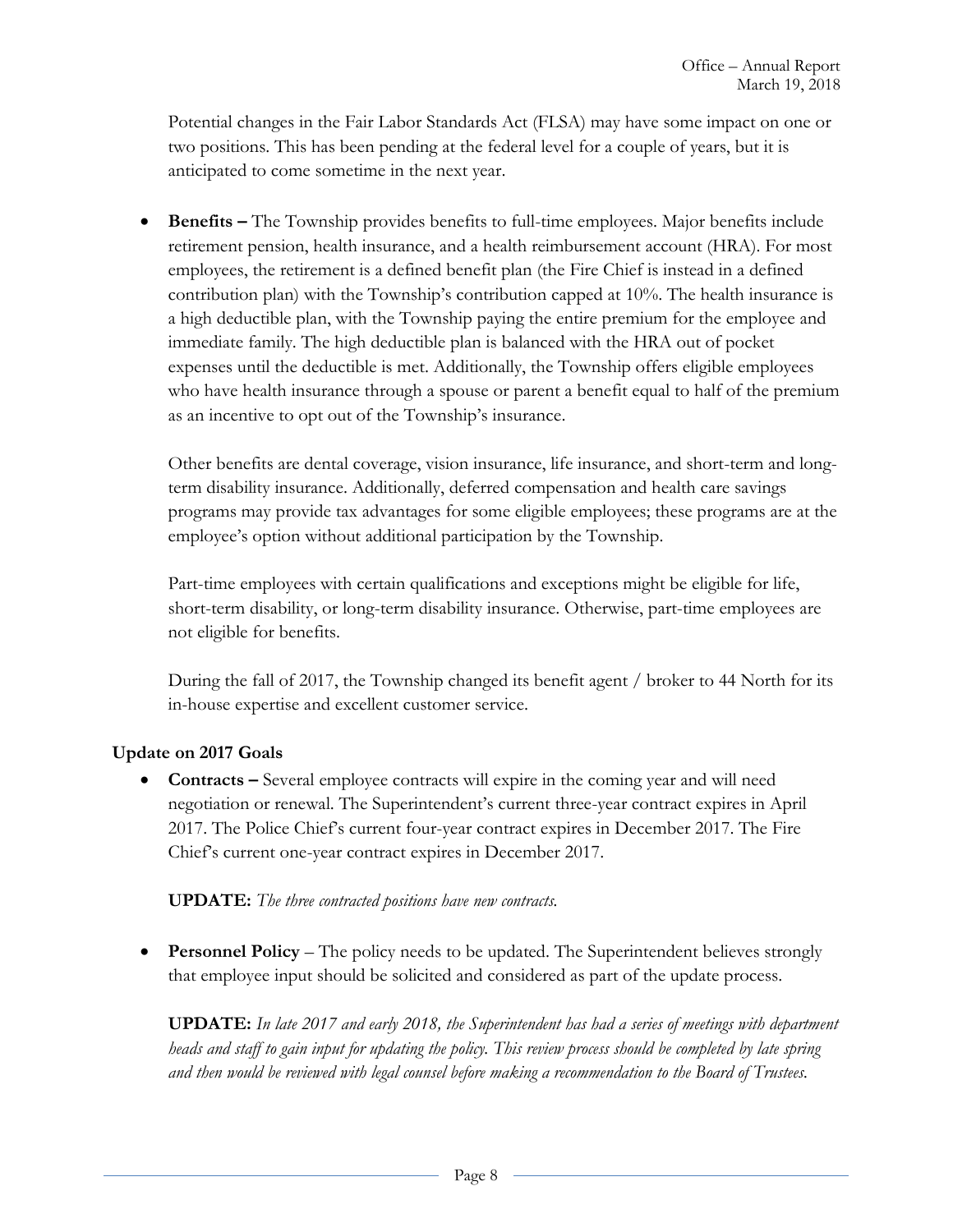Potential changes in the Fair Labor Standards Act (FLSA) may have some impact on one or two positions. This has been pending at the federal level for a couple of years, but it is anticipated to come sometime in the next year.

- **Benefits –** The Township provides benefits to full-time employees. Major benefits include retirement pension, health insurance, and a health reimbursement account (HRA). For most employees, the retirement is a defined benefit plan (the Fire Chief is instead in a defined contribution plan) with the Township's contribution capped at 10%. The health insurance is a high deductible plan, with the Township paying the entire premium for the employee and immediate family. The high deductible plan is balanced with the HRA out of pocket expenses until the deductible is met. Additionally, the Township offers eligible employees who have health insurance through a spouse or parent a benefit equal to half of the premium as an incentive to opt out of the Township's insurance.

  Other benefits are dental coverage, vision insurance, life insurance, and short-term and long-term disability insurance. Additionally, deferred compensation and health care savings programs may provide tax advantages for some eligible employees; these programs are at the employee's option without additional participation by the Township.

  Part-time employees with certain qualifications and exceptions might be eligible for life, short-term disability, or long-term disability insurance. Otherwise, part-time employees are not eligible for benefits.

  During the fall of 2017, the Township changed its benefit agent / broker to 44 North for its in-house expertise and excellent customer service.

### Update on 2017 Goals

- **Contracts –** Several employee contracts will expire in the coming year and will need negotiation or renewal. The Superintendent's current three-year contract expires in April 2017. The Police Chief's current four-year contract expires in December 2017. The Fire Chief's current one-year contract expires in December 2017.

  **UPDATE:** *The three contracted positions have new contracts.*

- **Personnel Policy** – The policy needs to be updated. The Superintendent believes strongly that employee input should be solicited and considered as part of the update process.

  **UPDATE:** *In late 2017 and early 2018, the Superintendent has had a series of meetings with department heads and staff to gain input for updating the policy. This review process should be completed by late spring and then would be reviewed with legal counsel before making a recommendation to the Board of Trustees.*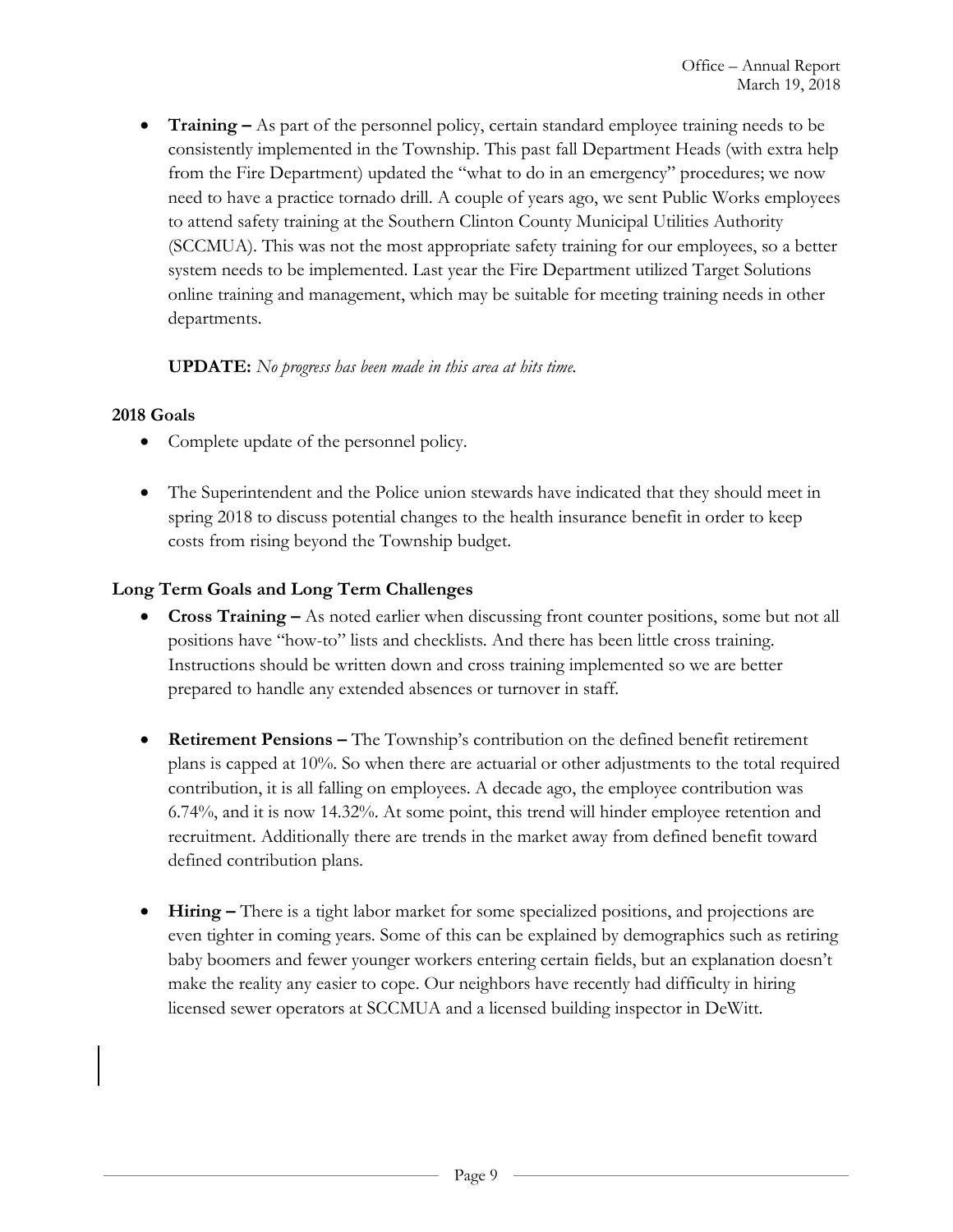- **Training –** As part of the personnel policy, certain standard employee training needs to be consistently implemented in the Township. This past fall Department Heads (with extra help from the Fire Department) updated the "what to do in an emergency" procedures; we now need to have a practice tornado drill. A couple of years ago, we sent Public Works employees to attend safety training at the Southern Clinton County Municipal Utilities Authority (SCCMUA). This was not the most appropriate safety training for our employees, so a better system needs to be implemented. Last year the Fire Department utilized Target Solutions online training and management, which may be suitable for meeting training needs in other departments.

  **UPDATE:** *No progress has been made in this area at hits time.*

### 2018 Goals

- Complete update of the personnel policy.

- The Superintendent and the Police union stewards have indicated that they should meet in spring 2018 to discuss potential changes to the health insurance benefit in order to keep costs from rising beyond the Township budget.

### Long Term Goals and Long Term Challenges

- **Cross Training –** As noted earlier when discussing front counter positions, some but not all positions have "how-to" lists and checklists. And there has been little cross training. Instructions should be written down and cross training implemented so we are better prepared to handle any extended absences or turnover in staff.

- **Retirement Pensions –** The Township's contribution on the defined benefit retirement plans is capped at 10%. So when there are actuarial or other adjustments to the total required contribution, it is all falling on employees. A decade ago, the employee contribution was 6.74%, and it is now 14.32%. At some point, this trend will hinder employee retention and recruitment. Additionally there are trends in the market away from defined benefit toward defined contribution plans.

- **Hiring –** There is a tight labor market for some specialized positions, and projections are even tighter in coming years. Some of this can be explained by demographics such as retiring baby boomers and fewer younger workers entering certain fields, but an explanation doesn't make the reality any easier to cope. Our neighbors have recently had difficulty in hiring licensed sewer operators at SCCMUA and a licensed building inspector in DeWitt.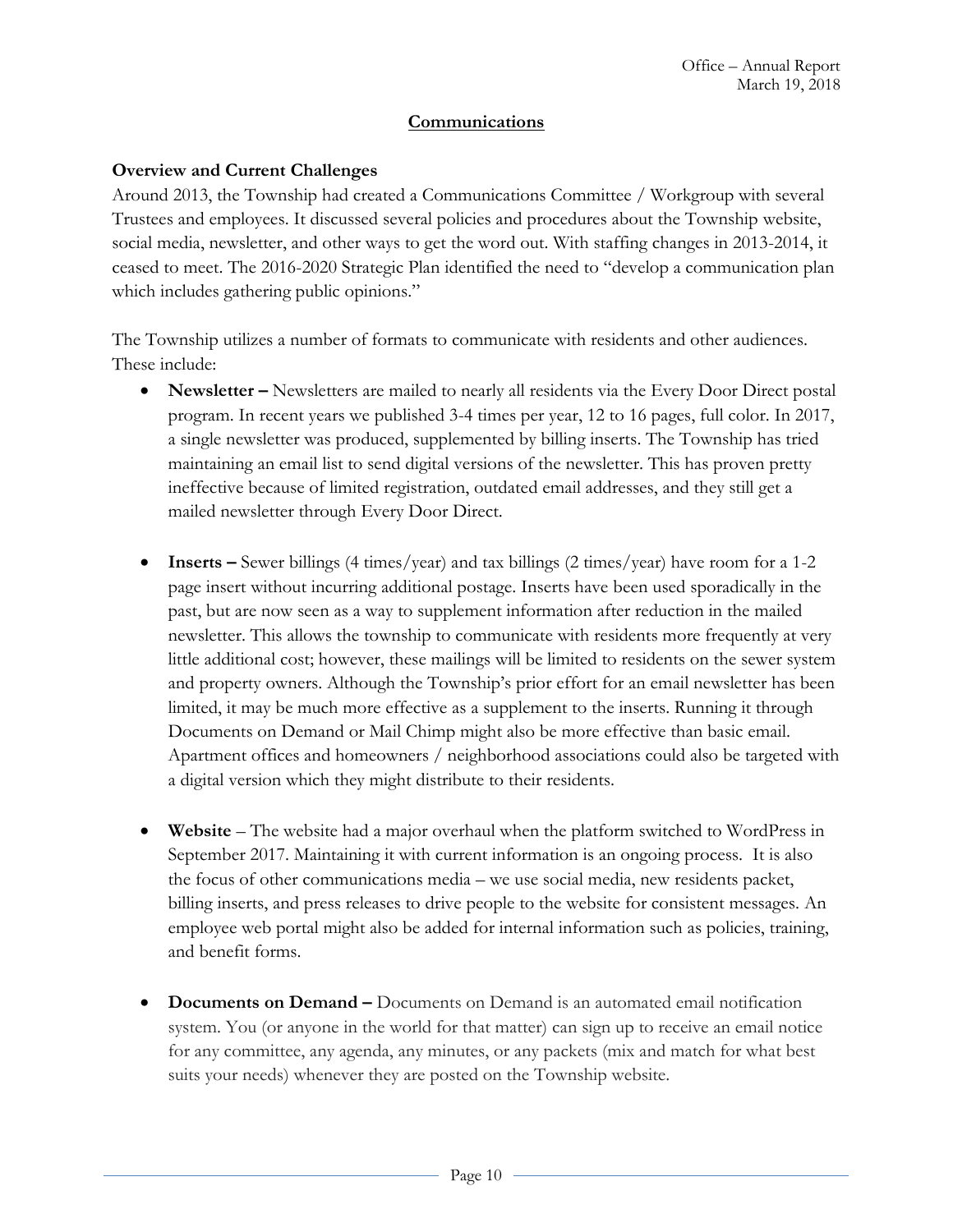## Communications

### Overview and Current Challenges

Around 2013, the Township had created a Communications Committee / Workgroup with several Trustees and employees. It discussed several policies and procedures about the Township website, social media, newsletter, and other ways to get the word out. With staffing changes in 2013-2014, it ceased to meet. The 2016-2020 Strategic Plan identified the need to "develop a communication plan which includes gathering public opinions."

The Township utilizes a number of formats to communicate with residents and other audiences. These include:

- **Newsletter –** Newsletters are mailed to nearly all residents via the Every Door Direct postal program. In recent years we published 3-4 times per year, 12 to 16 pages, full color. In 2017, a single newsletter was produced, supplemented by billing inserts. The Township has tried maintaining an email list to send digital versions of the newsletter. This has proven pretty ineffective because of limited registration, outdated email addresses, and they still get a mailed newsletter through Every Door Direct.

- **Inserts –** Sewer billings (4 times/year) and tax billings (2 times/year) have room for a 1-2 page insert without incurring additional postage. Inserts have been used sporadically in the past, but are now seen as a way to supplement information after reduction in the mailed newsletter. This allows the township to communicate with residents more frequently at very little additional cost; however, these mailings will be limited to residents on the sewer system and property owners. Although the Township's prior effort for an email newsletter has been limited, it may be much more effective as a supplement to the inserts. Running it through Documents on Demand or Mail Chimp might also be more effective than basic email. Apartment offices and homeowners / neighborhood associations could also be targeted with a digital version which they might distribute to their residents.

- **Website** – The website had a major overhaul when the platform switched to WordPress in September 2017. Maintaining it with current information is an ongoing process. It is also the focus of other communications media – we use social media, new residents packet, billing inserts, and press releases to drive people to the website for consistent messages. An employee web portal might also be added for internal information such as policies, training, and benefit forms.

- **Documents on Demand –** Documents on Demand is an automated email notification system. You (or anyone in the world for that matter) can sign up to receive an email notice for any committee, any agenda, any minutes, or any packets (mix and match for what best suits your needs) whenever they are posted on the Township website.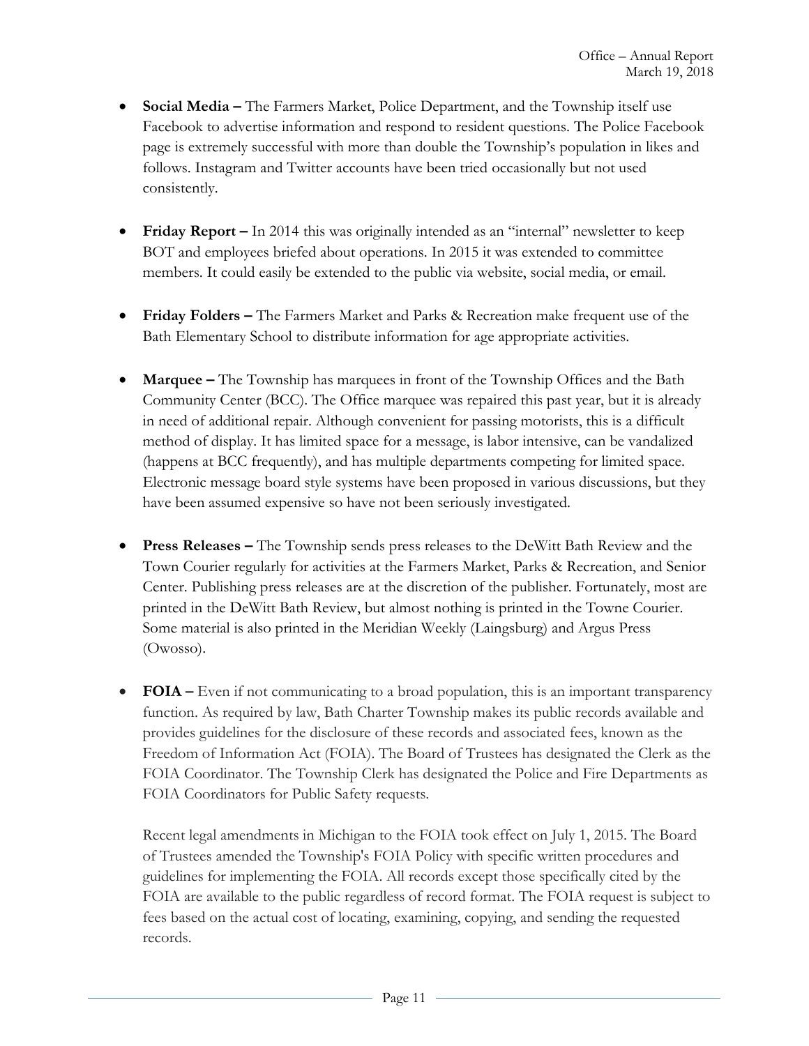- **Social Media –** The Farmers Market, Police Department, and the Township itself use Facebook to advertise information and respond to resident questions. The Police Facebook page is extremely successful with more than double the Township's population in likes and follows. Instagram and Twitter accounts have been tried occasionally but not used consistently.

- **Friday Report –** In 2014 this was originally intended as an "internal" newsletter to keep BOT and employees briefed about operations. In 2015 it was extended to committee members. It could easily be extended to the public via website, social media, or email.

- **Friday Folders –** The Farmers Market and Parks & Recreation make frequent use of the Bath Elementary School to distribute information for age appropriate activities.

- **Marquee –** The Township has marquees in front of the Township Offices and the Bath Community Center (BCC). The Office marquee was repaired this past year, but it is already in need of additional repair. Although convenient for passing motorists, this is a difficult method of display. It has limited space for a message, is labor intensive, can be vandalized (happens at BCC frequently), and has multiple departments competing for limited space. Electronic message board style systems have been proposed in various discussions, but they have been assumed expensive so have not been seriously investigated.

- **Press Releases –** The Township sends press releases to the DeWitt Bath Review and the Town Courier regularly for activities at the Farmers Market, Parks & Recreation, and Senior Center. Publishing press releases are at the discretion of the publisher. Fortunately, most are printed in the DeWitt Bath Review, but almost nothing is printed in the Towne Courier. Some material is also printed in the Meridian Weekly (Laingsburg) and Argus Press (Owosso).

- **FOIA –** Even if not communicating to a broad population, this is an important transparency function. As required by law, Bath Charter Township makes its public records available and provides guidelines for the disclosure of these records and associated fees, known as the Freedom of Information Act (FOIA). The Board of Trustees has designated the Clerk as the FOIA Coordinator. The Township Clerk has designated the Police and Fire Departments as FOIA Coordinators for Public Safety requests.

  Recent legal amendments in Michigan to the FOIA took effect on July 1, 2015. The Board of Trustees amended the Township's FOIA Policy with specific written procedures and guidelines for implementing the FOIA. All records except those specifically cited by the FOIA are available to the public regardless of record format. The FOIA request is subject to fees based on the actual cost of locating, examining, copying, and sending the requested records.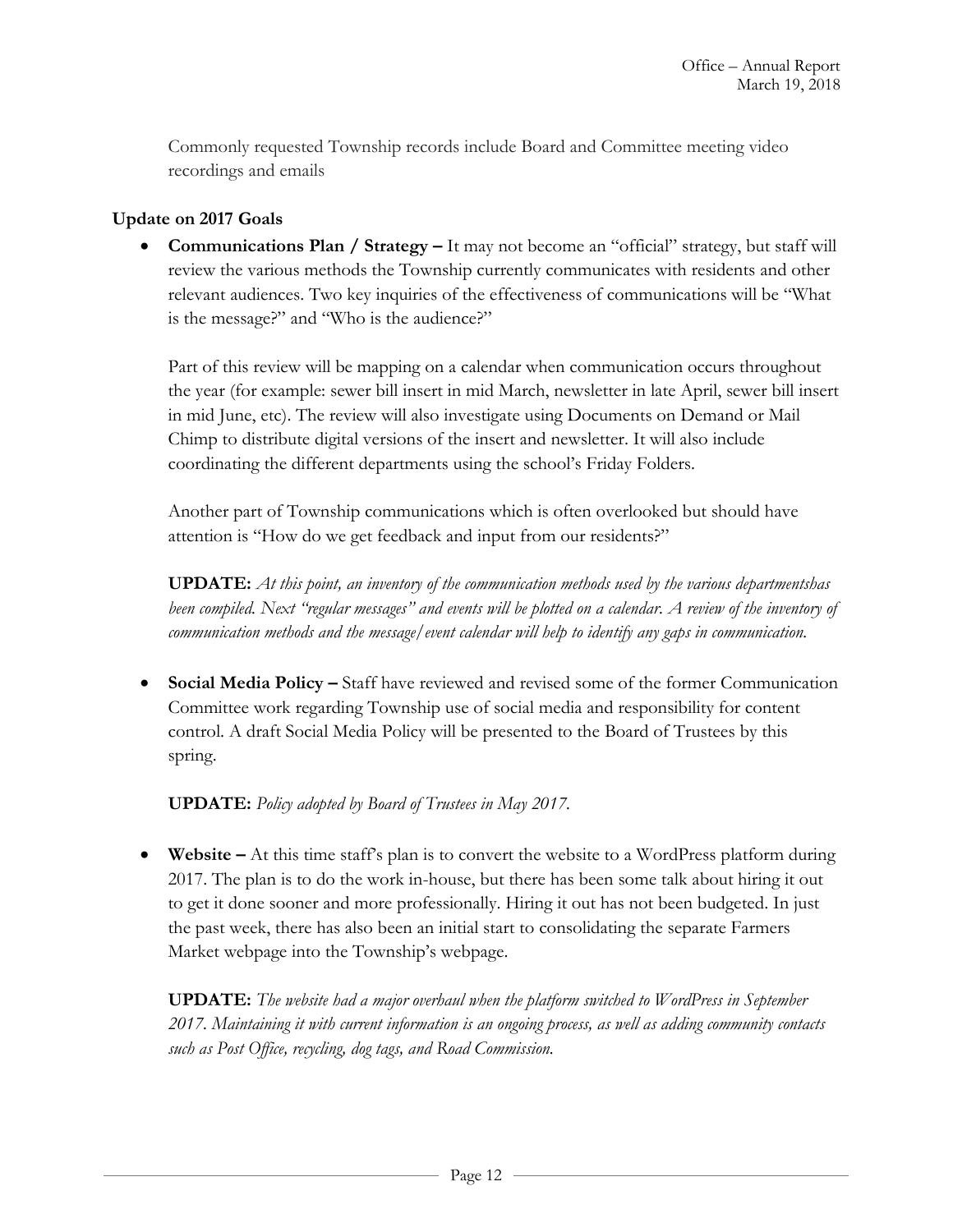Commonly requested Township records include Board and Committee meeting video recordings and emails

**Update on 2017 Goals**

- **Communications Plan / Strategy –** It may not become an "official" strategy, but staff will review the various methods the Township currently communicates with residents and other relevant audiences. Two key inquiries of the effectiveness of communications will be "What is the message?" and "Who is the audience?"

  Part of this review will be mapping on a calendar when communication occurs throughout the year (for example: sewer bill insert in mid March, newsletter in late April, sewer bill insert in mid June, etc). The review will also investigate using Documents on Demand or Mail Chimp to distribute digital versions of the insert and newsletter. It will also include coordinating the different departments using the school's Friday Folders.

  Another part of Township communications which is often overlooked but should have attention is "How do we get feedback and input from our residents?"

  **UPDATE:** *At this point, an inventory of the communication methods used by the various departmentshas been compiled. Next "regular messages" and events will be plotted on a calendar. A review of the inventory of communication methods and the message/event calendar will help to identify any gaps in communication.*

- **Social Media Policy –** Staff have reviewed and revised some of the former Communication Committee work regarding Township use of social media and responsibility for content control. A draft Social Media Policy will be presented to the Board of Trustees by this spring.

  **UPDATE:** *Policy adopted by Board of Trustees in May 2017.*

- **Website –** At this time staff's plan is to convert the website to a WordPress platform during 2017. The plan is to do the work in-house, but there has been some talk about hiring it out to get it done sooner and more professionally. Hiring it out has not been budgeted. In just the past week, there has also been an initial start to consolidating the separate Farmers Market webpage into the Township's webpage.

  **UPDATE:** *The website had a major overhaul when the platform switched to WordPress in September 2017. Maintaining it with current information is an ongoing process, as well as adding community contacts such as Post Office, recycling, dog tags, and Road Commission.*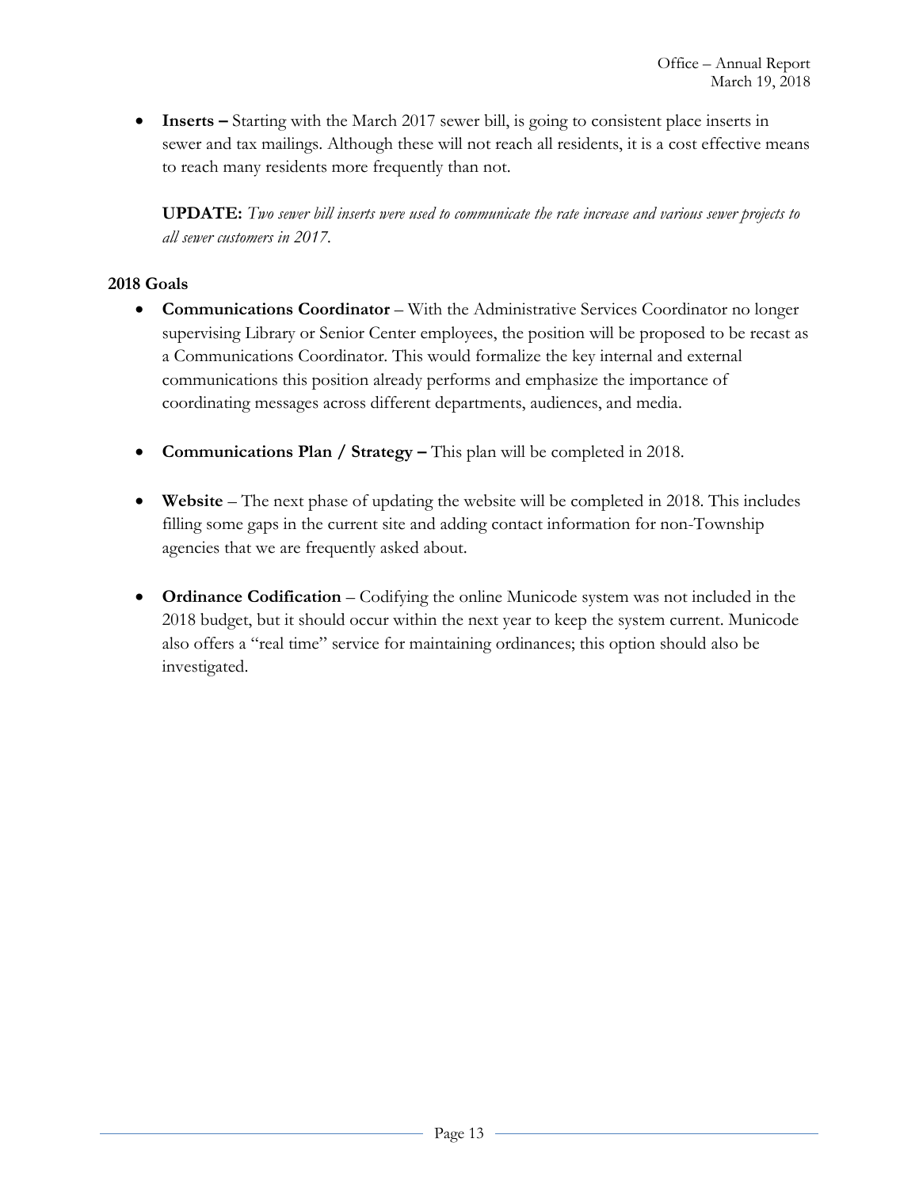- **Inserts –** Starting with the March 2017 sewer bill, is going to consistent place inserts in sewer and tax mailings. Although these will not reach all residents, it is a cost effective means to reach many residents more frequently than not.

  **UPDATE:** *Two sewer bill inserts were used to communicate the rate increase and various sewer projects to all sewer customers in 2017.*

**2018 Goals**

- **Communications Coordinator** – With the Administrative Services Coordinator no longer supervising Library or Senior Center employees, the position will be proposed to be recast as a Communications Coordinator. This would formalize the key internal and external communications this position already performs and emphasize the importance of coordinating messages across different departments, audiences, and media.

- **Communications Plan / Strategy –** This plan will be completed in 2018.

- **Website** – The next phase of updating the website will be completed in 2018. This includes filling some gaps in the current site and adding contact information for non-Township agencies that we are frequently asked about.

- **Ordinance Codification** – Codifying the online Municode system was not included in the 2018 budget, but it should occur within the next year to keep the system current. Municode also offers a "real time" service for maintaining ordinances; this option should also be investigated.